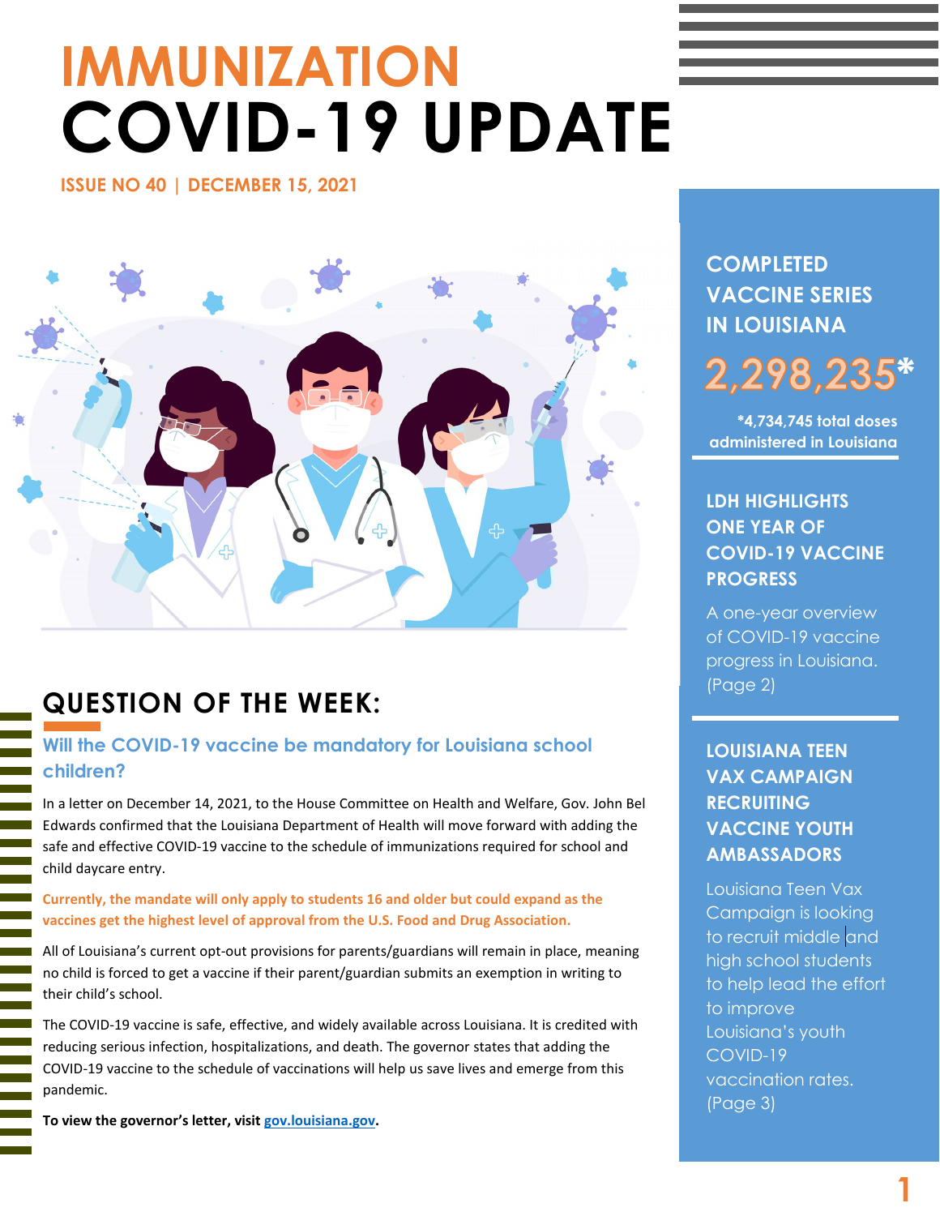# IMMUNIZATION COVID-19 UPDATE

ISSUE NO 40 | DECEMBER 15, 2021

## QUESTION OF THE WEEK:

### Will the COVID-19 vaccine be mandatory for Louisiana school children?

In a letter on December 14, 2021, to the House Committee on Health and Welfare, Gov. John Bel Edwards confirmed that the Louisiana Department of Health will move forward with adding the safe and effective COVID-19 vaccine to the schedule of immunizations required for school and child daycare entry.

**Currently, the mandate will only apply to students 16 and older but could expand as the vaccines get the highest level of approval from the U.S. Food and Drug Association.**

All of Louisiana's current opt-out provisions for parents/guardians will remain in place, meaning no child is forced to get a vaccine if their parent/guardian submits an exemption in writing to their child's school.

The COVID-19 vaccine is safe, effective, and widely available across Louisiana. It is credited with reducing serious infection, hospitalizations, and death. The governor states that adding the COVID-19 vaccine to the schedule of vaccinations will help us save lives and emerge from this pandemic.

**To view the governor's letter, visit gov.louisiana.gov.**

## COMPLETED VACCINE SERIES IN LOUISIANA

**2,298,235***

*4,734,745 total doses administered in Louisiana

## LDH HIGHLIGHTS ONE YEAR OF COVID-19 VACCINE PROGRESS

A one-year overview of COVID-19 vaccine progress in Louisiana. (Page 2)

## LOUISIANA TEEN VAX CAMPAIGN RECRUITING VACCINE YOUTH AMBASSADORS

Louisiana Teen Vax Campaign is looking to recruit middle and high school students to help lead the effort to improve Louisiana's youth COVID-19 vaccination rates. (Page 3)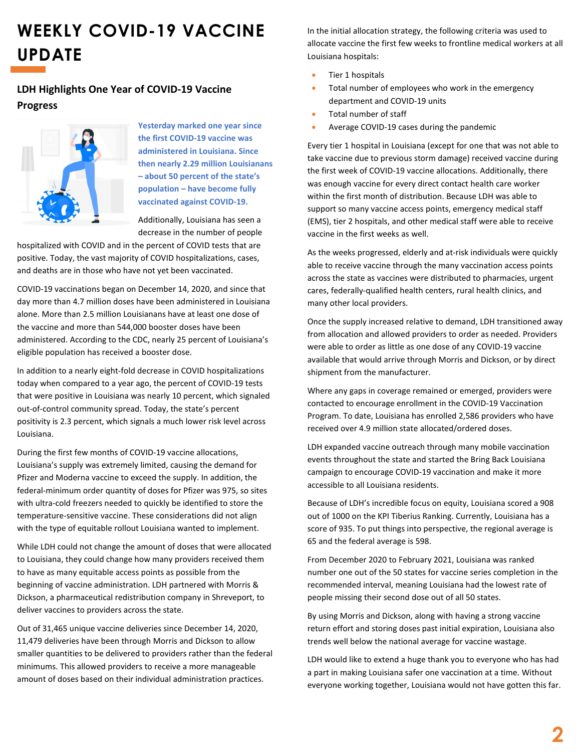# WEEKLY COVID-19 VACCINE UPDATE

## LDH Highlights One Year of COVID-19 Vaccine Progress

**Yesterday marked one year since the first COVID-19 vaccine was administered in Louisiana. Since then nearly 2.29 million Louisianans – about 50 percent of the state's population – have become fully vaccinated against COVID-19.**

Additionally, Louisiana has seen a decrease in the number of people hospitalized with COVID and in the percent of COVID tests that are positive. Today, the vast majority of COVID hospitalizations, cases, and deaths are in those who have not yet been vaccinated.

COVID-19 vaccinations began on December 14, 2020, and since that day more than 4.7 million doses have been administered in Louisiana alone. More than 2.5 million Louisianans have at least one dose of the vaccine and more than 544,000 booster doses have been administered. According to the CDC, nearly 25 percent of Louisiana's eligible population has received a booster dose.

In addition to a nearly eight-fold decrease in COVID hospitalizations today when compared to a year ago, the percent of COVID-19 tests that were positive in Louisiana was nearly 10 percent, which signaled out-of-control community spread. Today, the state's percent positivity is 2.3 percent, which signals a much lower risk level across Louisiana.

During the first few months of COVID-19 vaccine allocations, Louisiana's supply was extremely limited, causing the demand for Pfizer and Moderna vaccine to exceed the supply. In addition, the federal-minimum order quantity of doses for Pfizer was 975, so sites with ultra-cold freezers needed to quickly be identified to store the temperature-sensitive vaccine. These considerations did not align with the type of equitable rollout Louisiana wanted to implement.

While LDH could not change the amount of doses that were allocated to Louisiana, they could change how many providers received them to have as many equitable access points as possible from the beginning of vaccine administration. LDH partnered with Morris & Dickson, a pharmaceutical redistribution company in Shreveport, to deliver vaccines to providers across the state.

Out of 31,465 unique vaccine deliveries since December 14, 2020, 11,479 deliveries have been through Morris and Dickson to allow smaller quantities to be delivered to providers rather than the federal minimums. This allowed providers to receive a more manageable amount of doses based on their individual administration practices.

In the initial allocation strategy, the following criteria was used to allocate vaccine the first few weeks to frontline medical workers at all Louisiana hospitals:

- Tier 1 hospitals
- Total number of employees who work in the emergency department and COVID-19 units
- Total number of staff
- Average COVID-19 cases during the pandemic

Every tier 1 hospital in Louisiana (except for one that was not able to take vaccine due to previous storm damage) received vaccine during the first week of COVID-19 vaccine allocations. Additionally, there was enough vaccine for every direct contact health care worker within the first month of distribution. Because LDH was able to support so many vaccine access points, emergency medical staff (EMS), tier 2 hospitals, and other medical staff were able to receive vaccine in the first weeks as well.

As the weeks progressed, elderly and at-risk individuals were quickly able to receive vaccine through the many vaccination access points across the state as vaccines were distributed to pharmacies, urgent cares, federally-qualified health centers, rural health clinics, and many other local providers.

Once the supply increased relative to demand, LDH transitioned away from allocation and allowed providers to order as needed. Providers were able to order as little as one dose of any COVID-19 vaccine available that would arrive through Morris and Dickson, or by direct shipment from the manufacturer.

Where any gaps in coverage remained or emerged, providers were contacted to encourage enrollment in the COVID-19 Vaccination Program. To date, Louisiana has enrolled 2,586 providers who have received over 4.9 million state allocated/ordered doses.

LDH expanded vaccine outreach through many mobile vaccination events throughout the state and started the Bring Back Louisiana campaign to encourage COVID-19 vaccination and make it more accessible to all Louisiana residents.

Because of LDH's incredible focus on equity, Louisiana scored a 908 out of 1000 on the KPI Tiberius Ranking. Currently, Louisiana has a score of 935. To put things into perspective, the regional average is 65 and the federal average is 598.

From December 2020 to February 2021, Louisiana was ranked number one out of the 50 states for vaccine series completion in the recommended interval, meaning Louisiana had the lowest rate of people missing their second dose out of all 50 states.

By using Morris and Dickson, along with having a strong vaccine return effort and storing doses past initial expiration, Louisiana also trends well below the national average for vaccine wastage.

LDH would like to extend a huge thank you to everyone who has had a part in making Louisiana safer one vaccination at a time. Without everyone working together, Louisiana would not have gotten this far.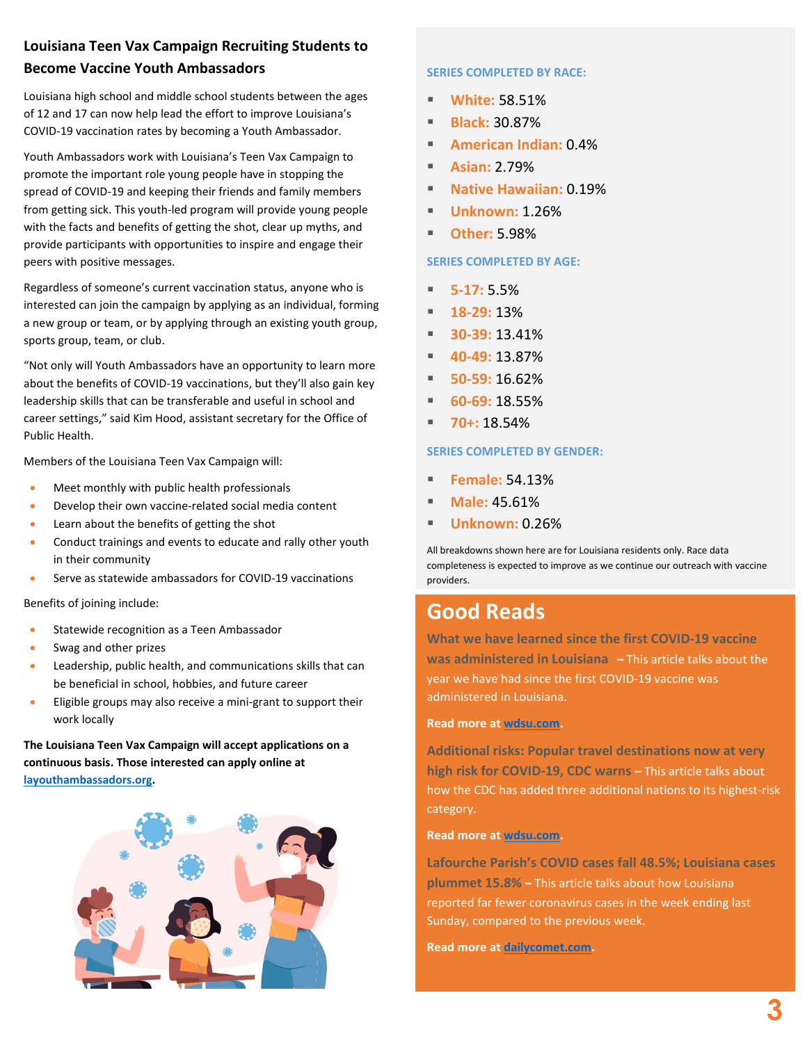## Louisiana Teen Vax Campaign Recruiting Students to Become Vaccine Youth Ambassadors

Louisiana high school and middle school students between the ages of 12 and 17 can now help lead the effort to improve Louisiana's COVID-19 vaccination rates by becoming a Youth Ambassador.

Youth Ambassadors work with Louisiana's Teen Vax Campaign to promote the important role young people have in stopping the spread of COVID-19 and keeping their friends and family members from getting sick. This youth-led program will provide young people with the facts and benefits of getting the shot, clear up myths, and provide participants with opportunities to inspire and engage their peers with positive messages.

Regardless of someone's current vaccination status, anyone who is interested can join the campaign by applying as an individual, forming a new group or team, or by applying through an existing youth group, sports group, team, or club.

"Not only will Youth Ambassadors have an opportunity to learn more about the benefits of COVID-19 vaccinations, but they'll also gain key leadership skills that can be transferable and useful in school and career settings," said Kim Hood, assistant secretary for the Office of Public Health.

Members of the Louisiana Teen Vax Campaign will:

- Meet monthly with public health professionals
- Develop their own vaccine-related social media content
- Learn about the benefits of getting the shot
- Conduct trainings and events to educate and rally other youth in their community
- Serve as statewide ambassadors for COVID-19 vaccinations

Benefits of joining include:

- Statewide recognition as a Teen Ambassador
- Swag and other prizes
- Leadership, public health, and communications skills that can be beneficial in school, hobbies, and future career
- Eligible groups may also receive a mini-grant to support their work locally

**The Louisiana Teen Vax Campaign will accept applications on a continuous basis. Those interested can apply online at layouthambassadors.org.**

**SERIES COMPLETED BY RACE:**

- **White:** 58.51%
- **Black:** 30.87%
- **American Indian:** 0.4%
- **Asian:** 2.79%
- **Native Hawaiian:** 0.19%
- **Unknown:** 1.26%
- **Other:** 5.98%

**SERIES COMPLETED BY AGE:**

- **5-17:** 5.5%
- **18-29:** 13%
- **30-39:** 13.41%
- **40-49:** 13.87%
- **50-59:** 16.62%
- **60-69:** 18.55%
- **70+:** 18.54%

**SERIES COMPLETED BY GENDER:**

- **Female:** 54.13%
- **Male:** 45.61%
- **Unknown:** 0.26%

All breakdowns shown here are for Louisiana residents only. Race data completeness is expected to improve as we continue our outreach with vaccine providers.

## Good Reads

**What we have learned since the first COVID-19 vaccine was administered in Louisiana** – This article talks about the year we have had since the first COVID-19 vaccine was administered in Louisiana.

**Read more at wdsu.com.**

**Additional risks: Popular travel destinations now at very high risk for COVID-19, CDC warns** – This article talks about how the CDC has added three additional nations to its highest-risk category.

**Read more at wdsu.com.**

**Lafourche Parish's COVID cases fall 48.5%; Louisiana cases plummet 15.8%** – This article talks about how Louisiana reported far fewer coronavirus cases in the week ending last Sunday, compared to the previous week.

**Read more at dailycomet.com.**